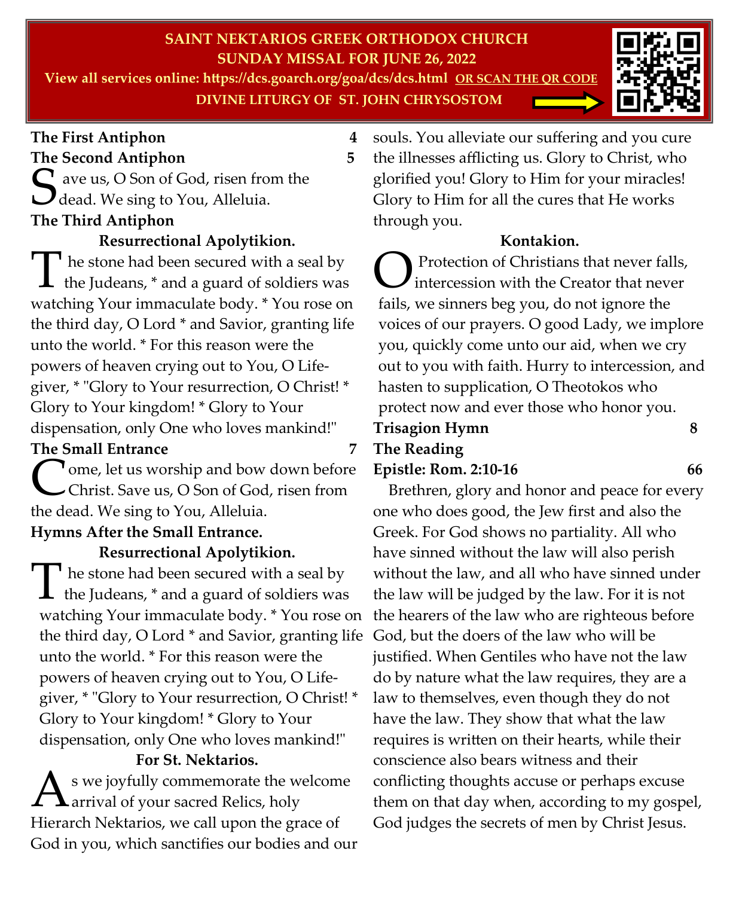**SAINT NEKTARIOS GREEK ORTHODOX CHURCH**
**SUNDAY MISSAL FOR JUNE 26, 2022**
**View all services online: https://dcs.goarch.org/goa/dcs/dcs.html OR SCAN THE QR CODE**
**DIVINE LITURGY OF ST. JOHN CHRYSOSTOM**

**The First Antiphon** 4

**The Second Antiphon** 5

Save us, O Son of God, risen from the dead. We sing to You, Alleluia.

**The Third Antiphon**

**Resurrectional Apolytikion.**

The stone had been secured with a seal by the Judeans, * and a guard of soldiers was watching Your immaculate body. * You rose on the third day, O Lord * and Savior, granting life unto the world. * For this reason were the powers of heaven crying out to You, O Life-giver, * "Glory to Your resurrection, O Christ! * Glory to Your kingdom! * Glory to Your dispensation, only One who loves mankind!"

**The Small Entrance** 7

Come, let us worship and bow down before Christ. Save us, O Son of God, risen from the dead. We sing to You, Alleluia.

**Hymns After the Small Entrance.**

**Resurrectional Apolytikion.**

The stone had been secured with a seal by the Judeans, * and a guard of soldiers was watching Your immaculate body. * You rose on the third day, O Lord * and Savior, granting life unto the world. * For this reason were the powers of heaven crying out to You, O Life-giver, * "Glory to Your resurrection, O Christ! * Glory to Your kingdom! * Glory to Your dispensation, only One who loves mankind!"

**For St. Nektarios.**

As we joyfully commemorate the welcome arrival of your sacred Relics, holy Hierarch Nektarios, we call upon the grace of God in you, which sanctifies our bodies and our souls. You alleviate our suffering and you cure the illnesses afflicting us. Glory to Christ, who glorified you! Glory to Him for your miracles! Glory to Him for all the cures that He works through you.

**Kontakion.**

O Protection of Christians that never falls, intercession with the Creator that never fails, we sinners beg you, do not ignore the voices of our prayers. O good Lady, we implore you, quickly come unto our aid, when we cry out to you with faith. Hurry to intercession, and hasten to supplication, O Theotokos who protect now and ever those who honor you.

**Trisagion Hymn** 8

**The Reading**

**Epistle: Rom. 2:10-16** 66

Brethren, glory and honor and peace for every one who does good, the Jew first and also the Greek. For God shows no partiality. All who have sinned without the law will also perish without the law, and all who have sinned under the law will be judged by the law. For it is not the hearers of the law who are righteous before God, but the doers of the law who will be justified. When Gentiles who have not the law do by nature what the law requires, they are a law to themselves, even though they do not have the law. They show that what the law requires is written on their hearts, while their conscience also bears witness and their conflicting thoughts accuse or perhaps excuse them on that day when, according to my gospel, God judges the secrets of men by Christ Jesus.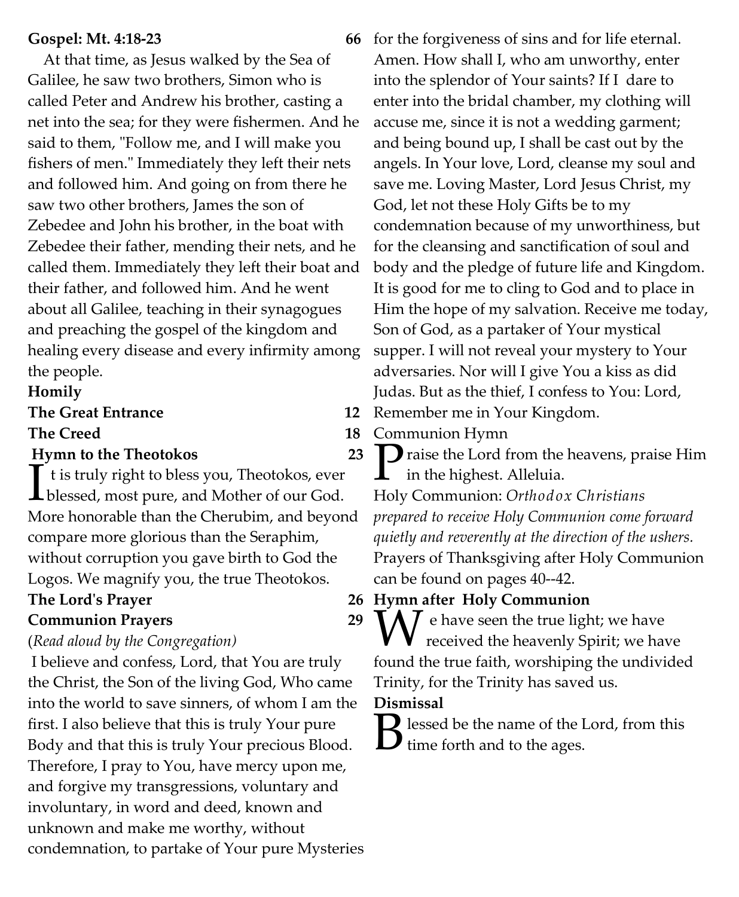**Gospel: Mt. 4:18-23** **66**

At that time, as Jesus walked by the Sea of Galilee, he saw two brothers, Simon who is called Peter and Andrew his brother, casting a net into the sea; for they were fishermen. And he said to them, "Follow me, and I will make you fishers of men." Immediately they left their nets and followed him. And going on from there he saw two other brothers, James the son of Zebedee and John his brother, in the boat with Zebedee their father, mending their nets, and he called them. Immediately they left their boat and their father, and followed him. And he went about all Galilee, teaching in their synagogues and preaching the gospel of the kingdom and healing every disease and every infirmity among the people.

**Homily**

**The Great Entrance** **12**

**The Creed** **18**

**Hymn to the Theotokos** **23**

It is truly right to bless you, Theotokos, ever blessed, most pure, and Mother of our God. More honorable than the Cherubim, and beyond compare more glorious than the Seraphim, without corruption you gave birth to God the Logos. We magnify you, the true Theotokos.

**The Lord's Prayer** **26**

**Communion Prayers** **29**

(*Read aloud by the Congregation*)

I believe and confess, Lord, that You are truly the Christ, the Son of the living God, Who came into the world to save sinners, of whom I am the first. I also believe that this is truly Your pure Body and that this is truly Your precious Blood. Therefore, I pray to You, have mercy upon me, and forgive my transgressions, voluntary and involuntary, in word and deed, known and unknown and make me worthy, without condemnation, to partake of Your pure Mysteries for the forgiveness of sins and for life eternal. Amen. How shall I, who am unworthy, enter into the splendor of Your saints? If I dare to enter into the bridal chamber, my clothing will accuse me, since it is not a wedding garment; and being bound up, I shall be cast out by the angels. In Your love, Lord, cleanse my soul and save me. Loving Master, Lord Jesus Christ, my God, let not these Holy Gifts be to my condemnation because of my unworthiness, but for the cleansing and sanctification of soul and body and the pledge of future life and Kingdom. It is good for me to cling to God and to place in Him the hope of my salvation. Receive me today, Son of God, as a partaker of Your mystical supper. I will not reveal your mystery to Your adversaries. Nor will I give You a kiss as did Judas. But as the thief, I confess to You: Lord, Remember me in Your Kingdom.

Communion Hymn

Praise the Lord from the heavens, praise Him in the highest. Alleluia.

Holy Communion: *Orthodox Christians prepared to receive Holy Communion come forward quietly and reverently at the direction of the ushers.* Prayers of Thanksgiving after Holy Communion can be found on pages 40--42.

**Hymn after Holy Communion**

We have seen the true light; we have received the heavenly Spirit; we have found the true faith, worshiping the undivided Trinity, for the Trinity has saved us.

**Dismissal**

Blessed be the name of the Lord, from this time forth and to the ages.